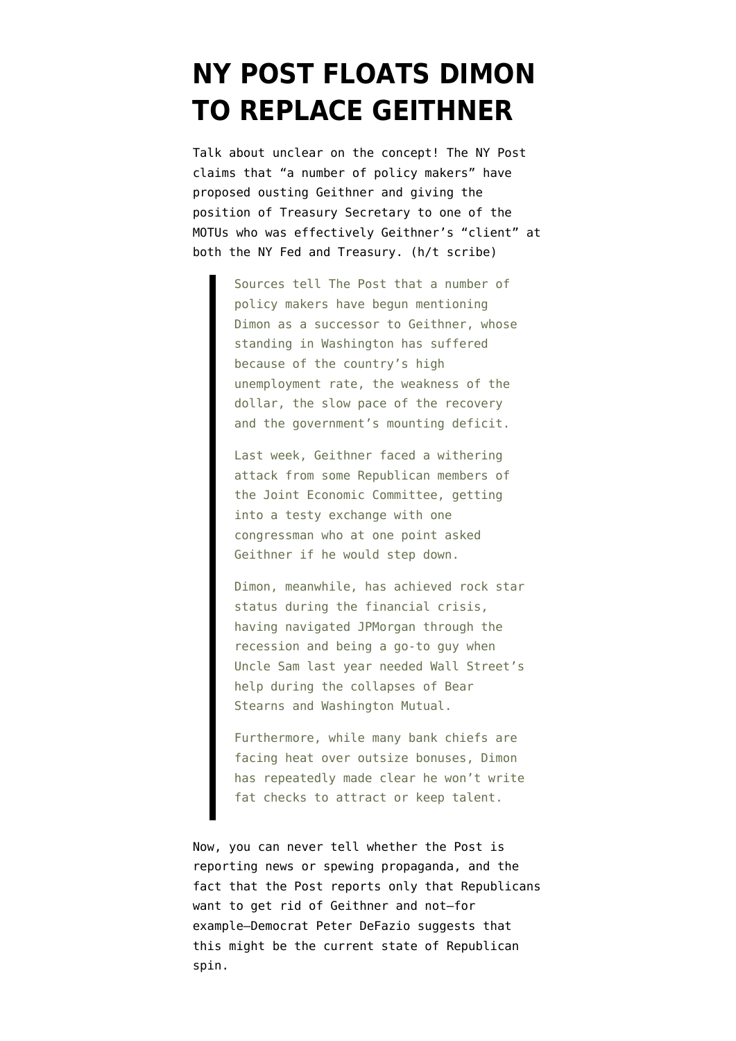# NY POST FLOATS DIMON TO REPLACE GEITHNER

Talk about unclear on the concept! The NY Post claims that "a number of policy makers" have proposed ousting Geithner and giving the position of Treasury Secretary to one of the MOTUs who was effectively Geithner's "client" at both the NY Fed and Treasury. (h/t scribe)

> Sources tell The Post that a number of policy makers have begun mentioning Dimon as a successor to Geithner, whose standing in Washington has suffered because of the country's high unemployment rate, the weakness of the dollar, the slow pace of the recovery and the government's mounting deficit.
>
> Last week, Geithner faced a withering attack from some Republican members of the Joint Economic Committee, getting into a testy exchange with one congressman who at one point asked Geithner if he would step down.
>
> Dimon, meanwhile, has achieved rock star status during the financial crisis, having navigated JPMorgan through the recession and being a go-to guy when Uncle Sam last year needed Wall Street's help during the collapses of Bear Stearns and Washington Mutual.
>
> Furthermore, while many bank chiefs are facing heat over outsize bonuses, Dimon has repeatedly made clear he won't write fat checks to attract or keep talent.

Now, you can never tell whether the Post is reporting news or spewing propaganda, and the fact that the Post reports only that Republicans want to get rid of Geithner and not–for example–Democrat Peter DeFazio suggests that this might be the current state of Republican spin.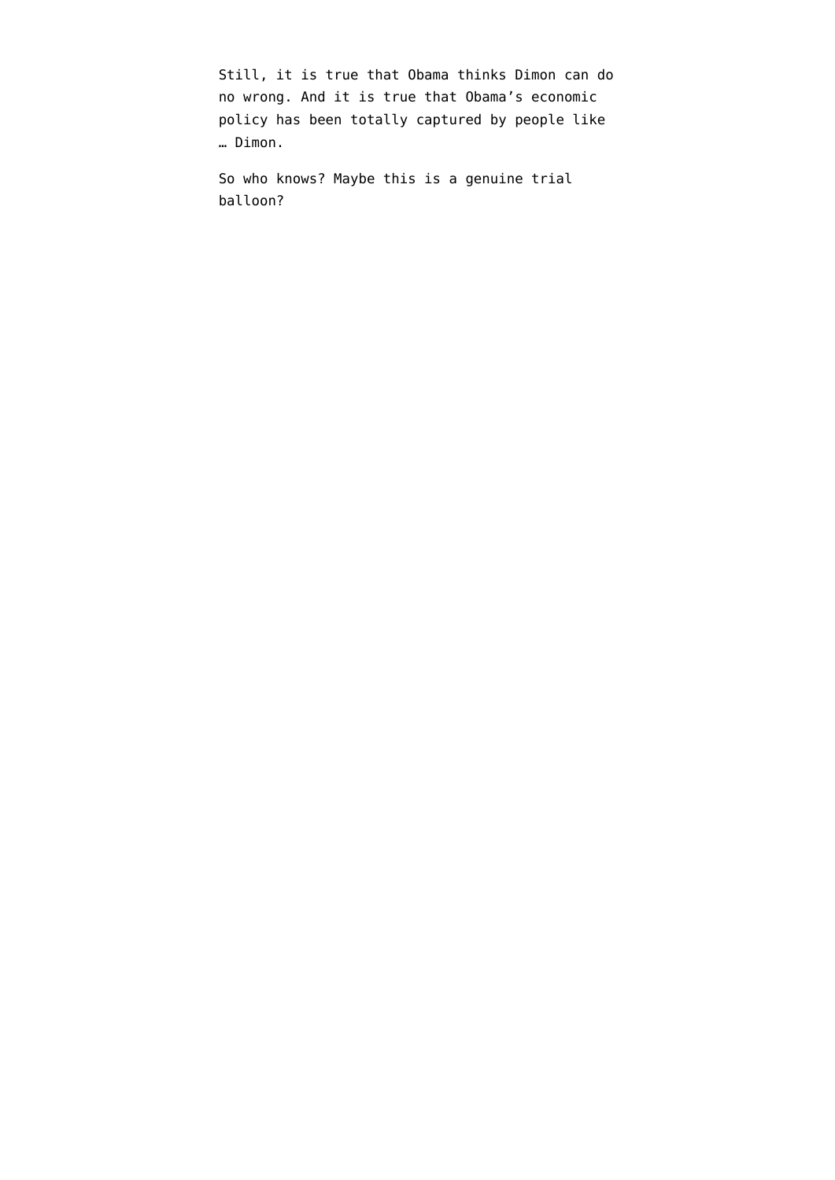Still, it is true that Obama thinks Dimon can do no wrong. And it is true that Obama’s economic policy has been totally captured by people like … Dimon.

So who knows? Maybe this is a genuine trial balloon?